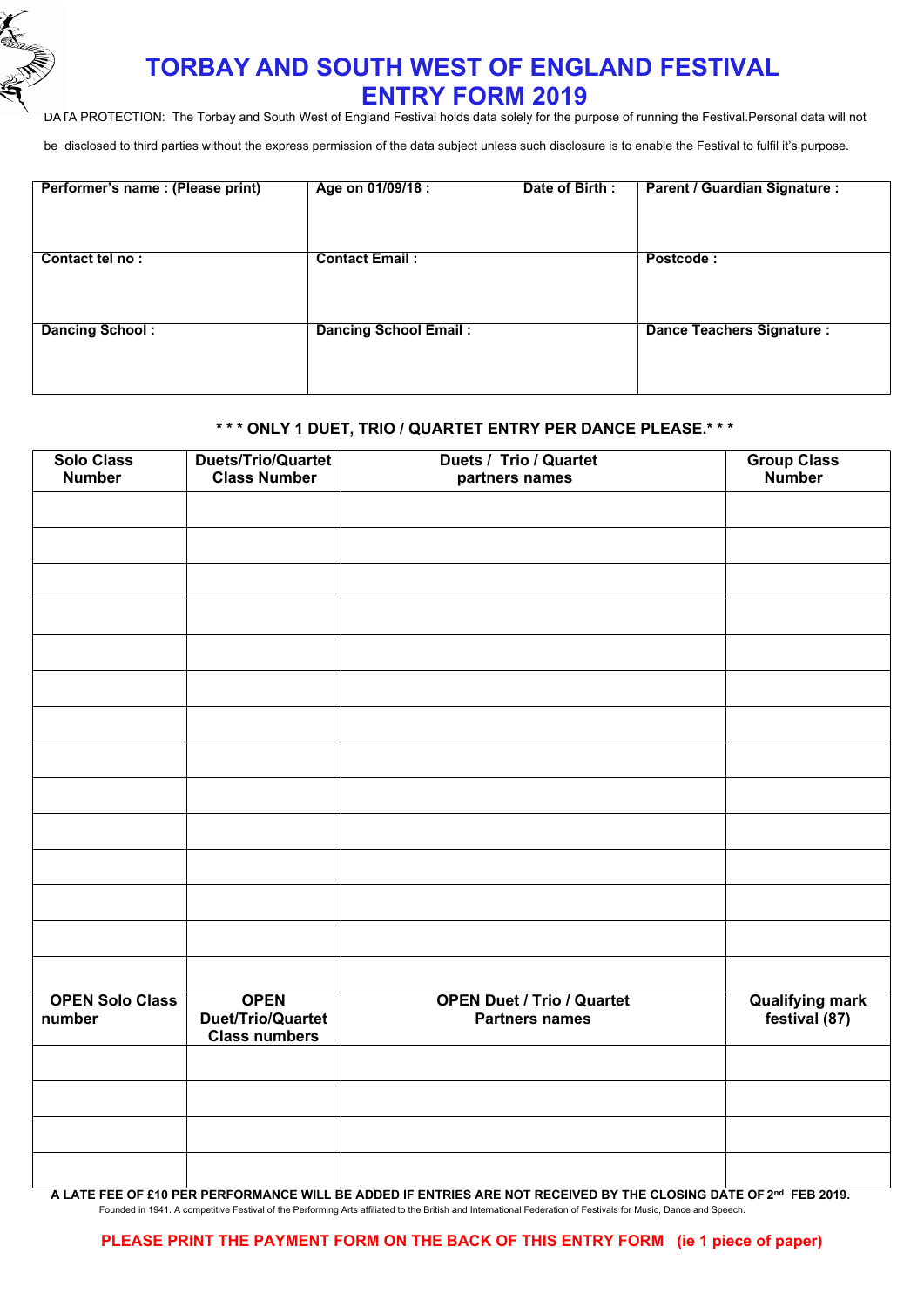# TORBAY AND SOUTH WEST OF ENGLAND FESTIVAL
# ENTRY FORM 2019

DATA PROTECTION: The Torbay and South West of England Festival holds data solely for the purpose of running the Festival.Personal data will not be disclosed to third parties without the express permission of the data subject unless such disclosure is to enable the Festival to fulfil it's purpose.

| Performer's name : (Please print) | Age on 01/09/18 : Date of Birth : | Parent / Guardian Signature : |
|---|---|---|
| Contact tel no : | Contact Email : | Postcode : |
| Dancing School : | Dancing School Email : | Dance Teachers Signature : |

**\* \* \* ONLY 1 DUET, TRIO / QUARTET ENTRY PER DANCE PLEASE.\* \* \***

| Solo Class Number | Duets/Trio/Quartet Class Number | Duets / Trio / Quartet partners names | Group Class Number |
|---|---|---|---|
| | | | |
| | | | |
| | | | |
| | | | |
| | | | |
| | | | |
| | | | |
| | | | |
| | | | |
| | | | |
| | | | |
| | | | |
| | | | |
| | | | |
| **OPEN Solo Class number** | **OPEN Duet/Trio/Quartet Class numbers** | **OPEN Duet / Trio / Quartet Partners names** | **Qualifying mark festival (87)** |
| | | | |
| | | | |
| | | | |
| | | | |

**A LATE FEE OF £10 PER PERFORMANCE WILL BE ADDED IF ENTRIES ARE NOT RECEIVED BY THE CLOSING DATE OF 2nd FEB 2019.**

Founded in 1941. A competitive Festival of the Performing Arts affiliated to the British and International Federation of Festivals for Music, Dance and Speech.

**PLEASE PRINT THE PAYMENT FORM ON THE BACK OF THIS ENTRY FORM (ie 1 piece of paper)**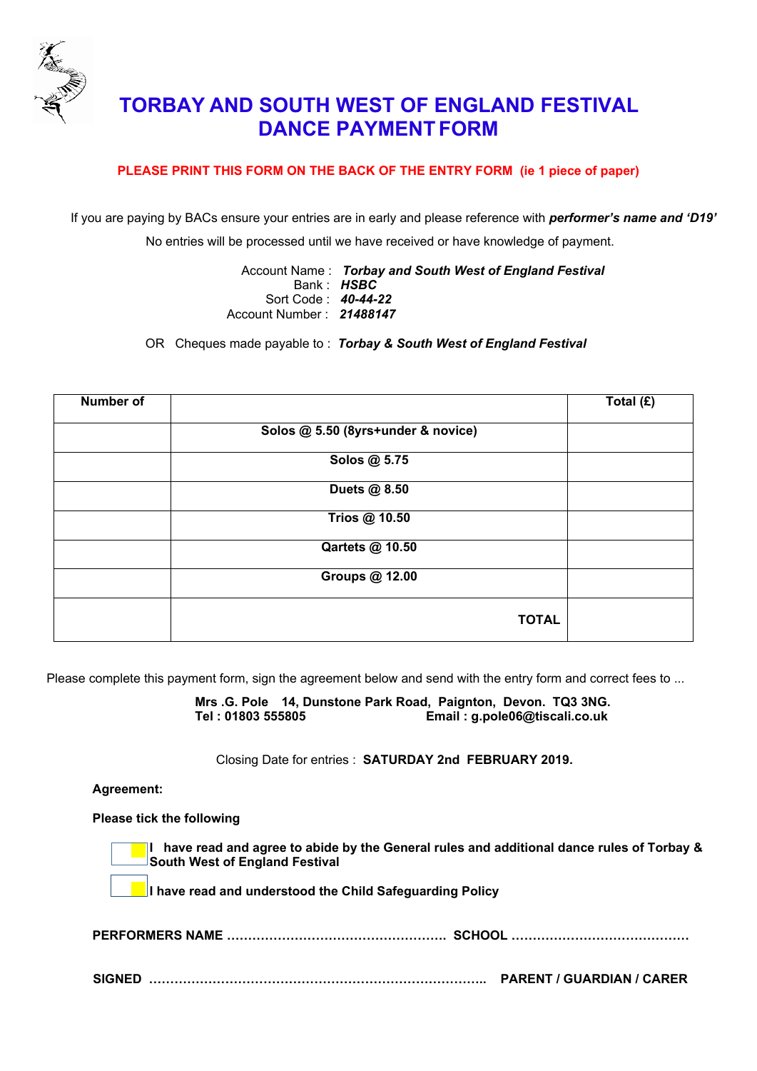# TORBAY AND SOUTH WEST OF ENGLAND FESTIVAL
# DANCE PAYMENT FORM

**PLEASE PRINT THIS FORM ON THE BACK OF THE ENTRY FORM (ie 1 piece of paper)**

If you are paying by BACs ensure your entries are in early and please reference with ***performer's name and 'D19'***

No entries will be processed until we have received or have knowledge of payment.

Account Name : ***Torbay and South West of England Festival***
Bank : ***HSBC***
Sort Code : ***40-44-22***
Account Number : ***21488147***

OR Cheques made payable to : ***Torbay & South West of England Festival***

| Number of | | Total (£) |
|---|---|---|
| | **Solos @ 5.50 (8yrs+under & novice)** | |
| | **Solos @ 5.75** | |
| | **Duets @ 8.50** | |
| | **Trios @ 10.50** | |
| | **Qartets @ 10.50** | |
| | **Groups @ 12.00** | |
| | **TOTAL** | |

Please complete this payment form, sign the agreement below and send with the entry form and correct fees to ...

**Mrs .G. Pole 14, Dunstone Park Road, Paignton, Devon. TQ3 3NG.**
**Tel : 01803 555805 Email : g.pole06@tiscali.co.uk**

Closing Date for entries : **SATURDAY 2nd FEBRUARY 2019.**

**Agreement:**

**Please tick the following**

- [ ] **I have read and agree to abide by the General rules and additional dance rules of Torbay & South West of England Festival**
- [ ] **I have read and understood the Child Safeguarding Policy**

**PERFORMERS NAME ……………………………………………. SCHOOL ……………………………………**

**SIGNED ……………………………………………………………………. PARENT / GUARDIAN / CARER**